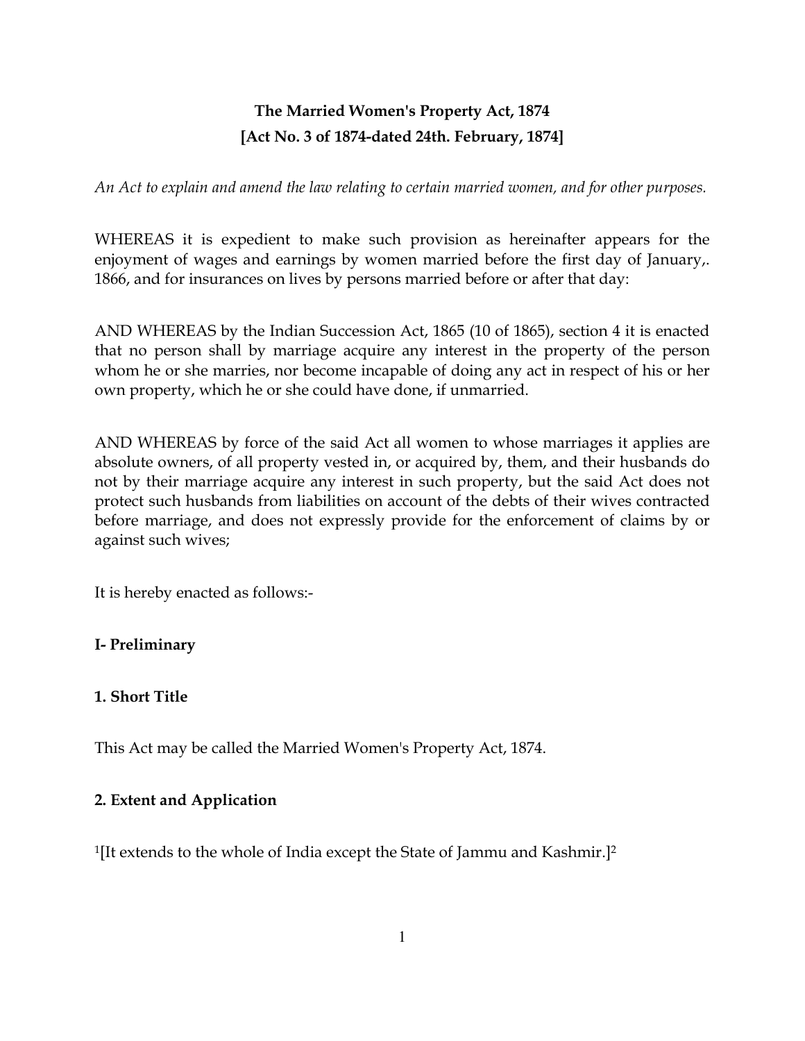# The Married Women's Property Act, 1874
# [Act No. 3 of 1874-dated 24th. February, 1874]

*An Act to explain and amend the law relating to certain married women, and for other purposes.*

WHEREAS it is expedient to make such provision as hereinafter appears for the enjoyment of wages and earnings by women married before the first day of January,. 1866, and for insurances on lives by persons married before or after that day:

AND WHEREAS by the Indian Succession Act, 1865 (10 of 1865), section 4 it is enacted that no person shall by marriage acquire any interest in the property of the person whom he or she marries, nor become incapable of doing any act in respect of his or her own property, which he or she could have done, if unmarried.

AND WHEREAS by force of the said Act all women to whose marriages it applies are absolute owners, of all property vested in, or acquired by, them, and their husbands do not by their marriage acquire any interest in such property, but the said Act does not protect such husbands from liabilities on account of the debts of their wives contracted before marriage, and does not expressly provide for the enforcement of claims by or against such wives;

It is hereby enacted as follows:-

**I- Preliminary**

**1. Short Title**

This Act may be called the Married Women's Property Act, 1874.

**2. Extent and Application**

[1][It extends to the whole of India except the State of Jammu and Kashmir.][2]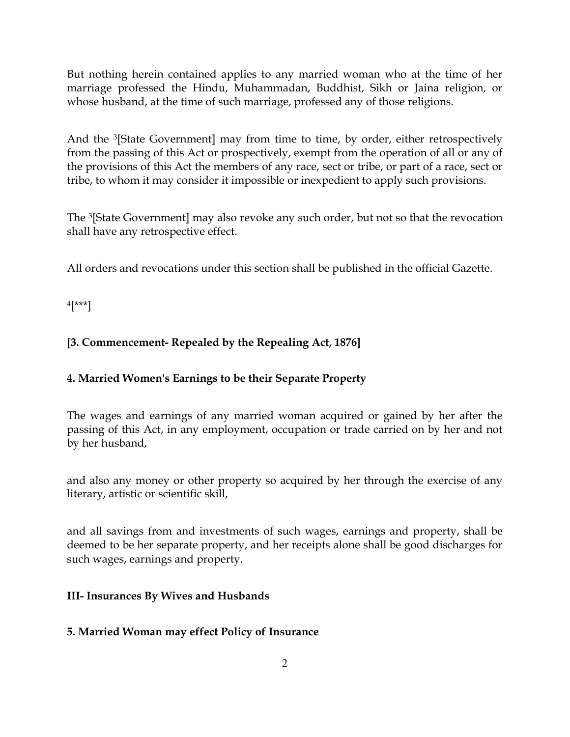But nothing herein contained applies to any married woman who at the time of her marriage professed the Hindu, Muhammadan, Buddhist, Sikh or Jaina religion, or whose husband, at the time of such marriage, professed any of those religions.

And the [3][State Government] may from time to time, by order, either retrospectively from the passing of this Act or prospectively, exempt from the operation of all or any of the provisions of this Act the members of any race, sect or tribe, or part of a race, sect or tribe, to whom it may consider it impossible or inexpedient to apply such provisions.

The [3][State Government] may also revoke any such order, but not so that the revocation shall have any retrospective effect.

All orders and revocations under this section shall be published in the official Gazette.

[4][***]

**[3. Commencement- Repealed by the Repealing Act, 1876]**

**4. Married Women's Earnings to be their Separate Property**

The wages and earnings of any married woman acquired or gained by her after the passing of this Act, in any employment, occupation or trade carried on by her and not by her husband,

and also any money or other property so acquired by her through the exercise of any literary, artistic or scientific skill,

and all savings from and investments of such wages, earnings and property, shall be deemed to be her separate property, and her receipts alone shall be good discharges for such wages, earnings and property.

**III- Insurances By Wives and Husbands**

**5. Married Woman may effect Policy of Insurance**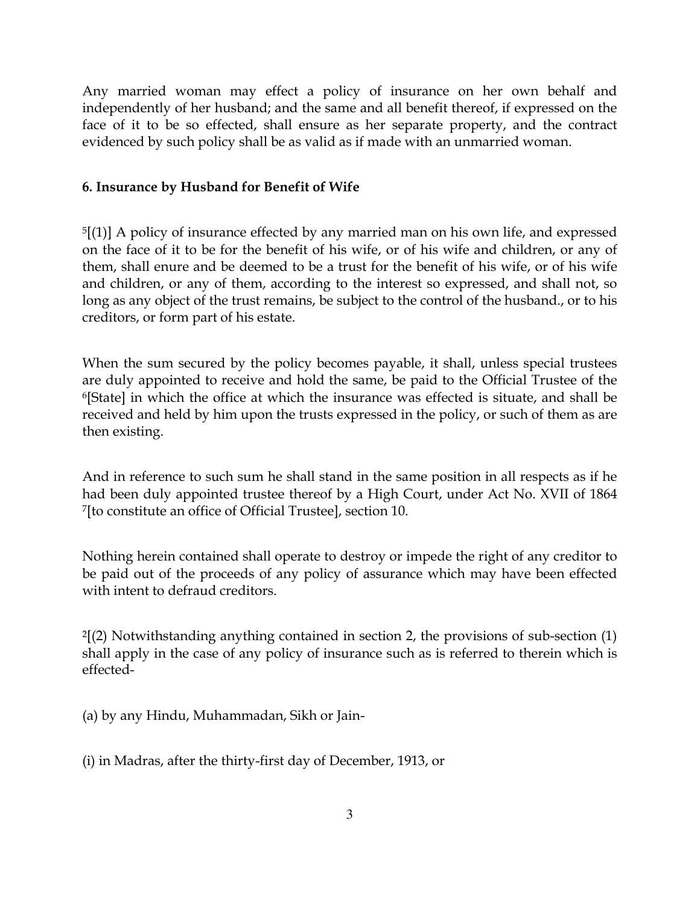Any married woman may effect a policy of insurance on her own behalf and independently of her husband; and the same and all benefit thereof, if expressed on the face of it to be so effected, shall ensure as her separate property, and the contract evidenced by such policy shall be as valid as if made with an unmarried woman.

**6. Insurance by Husband for Benefit of Wife**

[5][(1)] A policy of insurance effected by any married man on his own life, and expressed on the face of it to be for the benefit of his wife, or of his wife and children, or any of them, shall enure and be deemed to be a trust for the benefit of his wife, or of his wife and children, or any of them, according to the interest so expressed, and shall not, so long as any object of the trust remains, be subject to the control of the husband., or to his creditors, or form part of his estate.

When the sum secured by the policy becomes payable, it shall, unless special trustees are duly appointed to receive and hold the same, be paid to the Official Trustee of the [6][State] in which the office at which the insurance was effected is situate, and shall be received and held by him upon the trusts expressed in the policy, or such of them as are then existing.

And in reference to such sum he shall stand in the same position in all respects as if he had been duly appointed trustee thereof by a High Court, under Act No. XVII of 1864 [7][to constitute an office of Official Trustee], section 10.

Nothing herein contained shall operate to destroy or impede the right of any creditor to be paid out of the proceeds of any policy of assurance which may have been effected with intent to defraud creditors.

[2][(2) Notwithstanding anything contained in section 2, the provisions of sub-section (1) shall apply in the case of any policy of insurance such as is referred to therein which is effected-

(a) by any Hindu, Muhammadan, Sikh or Jain-

(i) in Madras, after the thirty-first day of December, 1913, or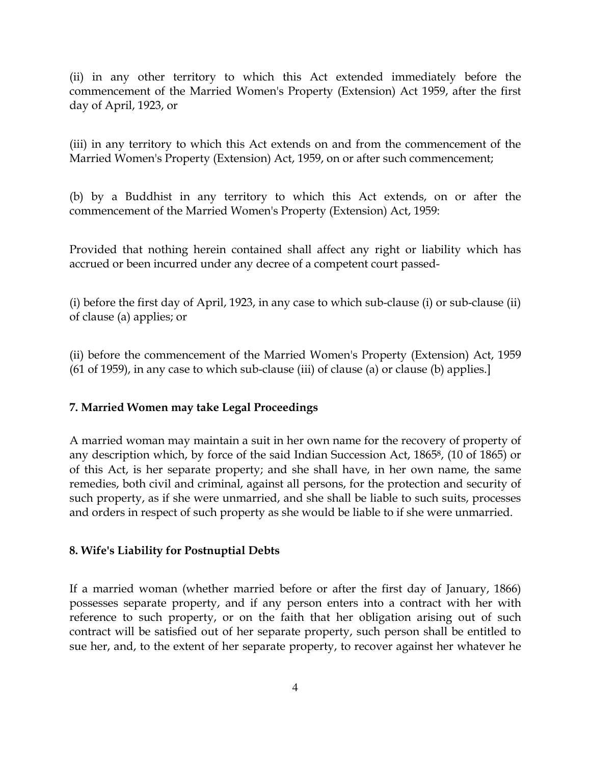(ii) in any other territory to which this Act extended immediately before the commencement of the Married Women's Property (Extension) Act 1959, after the first day of April, 1923, or

(iii) in any territory to which this Act extends on and from the commencement of the Married Women's Property (Extension) Act, 1959, on or after such commencement;

(b) by a Buddhist in any territory to which this Act extends, on or after the commencement of the Married Women's Property (Extension) Act, 1959:

Provided that nothing herein contained shall affect any right or liability which has accrued or been incurred under any decree of a competent court passed-

(i) before the first day of April, 1923, in any case to which sub-clause (i) or sub-clause (ii) of clause (a) applies; or

(ii) before the commencement of the Married Women's Property (Extension) Act, 1959 (61 of 1959), in any case to which sub-clause (iii) of clause (a) or clause (b) applies.]

**7. Married Women may take Legal Proceedings**

A married woman may maintain a suit in her own name for the recovery of property of any description which, by force of the said Indian Succession Act, 1865[8], (10 of 1865) or of this Act, is her separate property; and she shall have, in her own name, the same remedies, both civil and criminal, against all persons, for the protection and security of such property, as if she were unmarried, and she shall be liable to such suits, processes and orders in respect of such property as she would be liable to if she were unmarried.

**8. Wife's Liability for Postnuptial Debts**

If a married woman (whether married before or after the first day of January, 1866) possesses separate property, and if any person enters into a contract with her with reference to such property, or on the faith that her obligation arising out of such contract will be satisfied out of her separate property, such person shall be entitled to sue her, and, to the extent of her separate property, to recover against her whatever he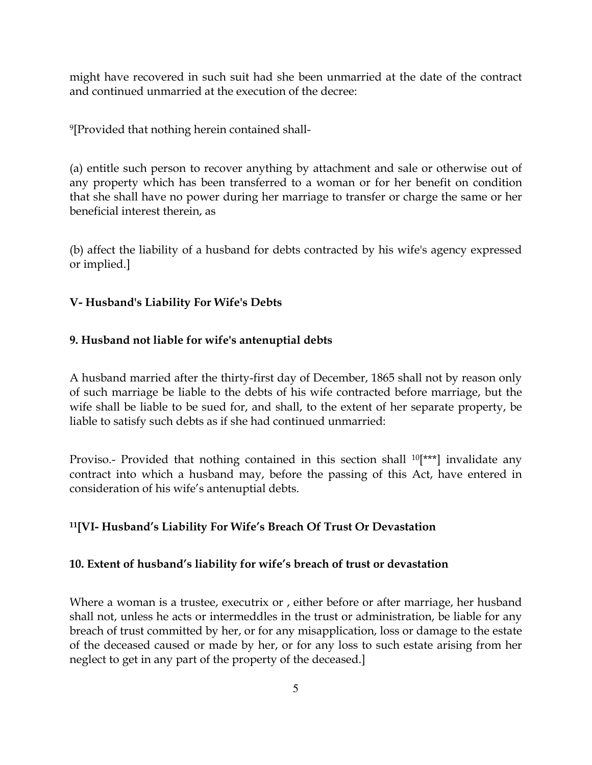might have recovered in such suit had she been unmarried at the date of the contract and continued unmarried at the execution of the decree:

[9][Provided that nothing herein contained shall-

(a) entitle such person to recover anything by attachment and sale or otherwise out of any property which has been transferred to a woman or for her benefit on condition that she shall have no power during her marriage to transfer or charge the same or her beneficial interest therein, as

(b) affect the liability of a husband for debts contracted by his wife's agency expressed or implied.]

### V- Husband's Liability For Wife's Debts

### 9. Husband not liable for wife's antenuptial debts

A husband married after the thirty-first day of December, 1865 shall not by reason only of such marriage be liable to the debts of his wife contracted before marriage, but the wife shall be liable to be sued for, and shall, to the extent of her separate property, be liable to satisfy such debts as if she had continued unmarried:

Proviso.- Provided that nothing contained in this section shall [10][***] invalidate any contract into which a husband may, before the passing of this Act, have entered in consideration of his wife's antenuptial debts.

### [11][VI- Husband's Liability For Wife's Breach Of Trust Or Devastation

### 10. Extent of husband's liability for wife's breach of trust or devastation

Where a woman is a trustee, executrix or , either before or after marriage, her husband shall not, unless he acts or intermeddles in the trust or administration, be liable for any breach of trust committed by her, or for any misapplication, loss or damage to the estate of the deceased caused or made by her, or for any loss to such estate arising from her neglect to get in any part of the property of the deceased.]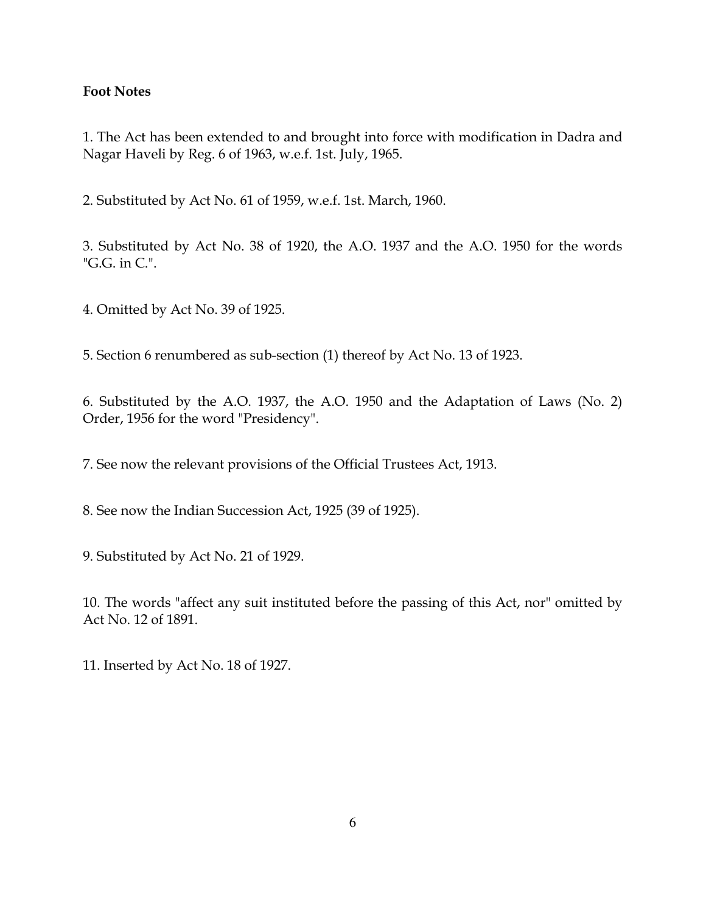**Foot Notes**

1. The Act has been extended to and brought into force with modification in Dadra and Nagar Haveli by Reg. 6 of 1963, w.e.f. 1st. July, 1965.

2. Substituted by Act No. 61 of 1959, w.e.f. 1st. March, 1960.

3. Substituted by Act No. 38 of 1920, the A.O. 1937 and the A.O. 1950 for the words "G.G. in C.".

4. Omitted by Act No. 39 of 1925.

5. Section 6 renumbered as sub-section (1) thereof by Act No. 13 of 1923.

6. Substituted by the A.O. 1937, the A.O. 1950 and the Adaptation of Laws (No. 2) Order, 1956 for the word "Presidency".

7. See now the relevant provisions of the Official Trustees Act, 1913.

8. See now the Indian Succession Act, 1925 (39 of 1925).

9. Substituted by Act No. 21 of 1929.

10. The words "affect any suit instituted before the passing of this Act, nor" omitted by Act No. 12 of 1891.

11. Inserted by Act No. 18 of 1927.